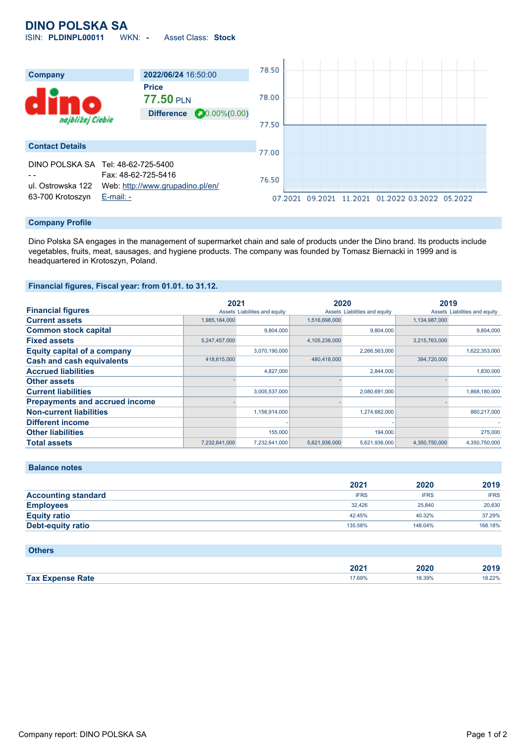# DINO POLSKA SA

ISIN: **PLDINPL00011** WKN: **-** Asset Class: **Stock**

| Company | 2022/06/24 16:50:00 |
|---|---|
| | Price |
| | **77.50** PLN |
| | **Difference** 0.00%(0.00) |

### Contact Details

DINO POLSKA SA
- -
ul. Ostrowska 122
63-700 Krotoszyn

Tel: 48-62-725-5400
Fax: 48-62-725-5416
Web: http://www.grupadino.pl/en/
E-mail: -

### Company Profile

Dino Polska SA engages in the management of supermarket chain and sale of products under the Dino brand. Its products include vegetables, fruits, meat, sausages, and hygiene products. The company was founded by Tomasz Biernacki in 1999 and is headquartered in Krotoszyn, Poland.

### Financial figures, Fiscal year: from 01.01. to 31.12.

| Financial figures | 2021 | | 2020 | | 2019 | |
|---|---|---|---|---|---|---|
| | Assets | Liabilities and equity | Assets | Liabilities and equity | Assets | Liabilities and equity |
| **Current assets** | 1,985,184,000 | | 1,516,698,000 | | 1,134,987,000 | |
| **Common stock capital** | | 9,804,000 | | 9,804,000 | | 9,804,000 |
| **Fixed assets** | 5,247,457,000 | | 4,105,238,000 | | 3,215,763,000 | |
| **Equity capital of a company** | | 3,070,190,000 | | 2,266,563,000 | | 1,622,353,000 |
| **Cash and cash equivalents** | 418,615,000 | | 480,418,000 | | 394,720,000 | |
| **Accrued liabilities** | | 4,827,000 | | 2,844,000 | | 1,830,000 |
| **Other assets** | - | | - | | - | |
| **Current liabilities** | | 3,005,537,000 | | 2,080,691,000 | | 1,868,180,000 |
| **Prepayments and accrued income** | - | | - | | - | |
| **Non-current liabilities** | | 1,156,914,000 | | 1,274,682,000 | | 860,217,000 |
| **Different income** | | - | | - | | - |
| **Other liabilities** | | 155,000 | | 194,000 | | 275,000 |
| **Total assets** | 7,232,641,000 | 7,232,641,000 | 5,621,936,000 | 5,621,936,000 | 4,350,750,000 | 4,350,750,000 |

### Balance notes

| | 2021 | 2020 | 2019 |
|---|---|---|---|
| **Accounting standard** | IFRS | IFRS | IFRS |
| **Employees** | 32,426 | 25,840 | 20,630 |
| **Equity ratio** | 42.45% | 40.32% | 37.29% |
| **Debt-equity ratio** | 135.58% | 148.04% | 168.18% |

### Others

| | 2021 | 2020 | 2019 |
|---|---|---|---|
| **Tax Expense Rate** | 17.69% | 18.39% | 18.22% |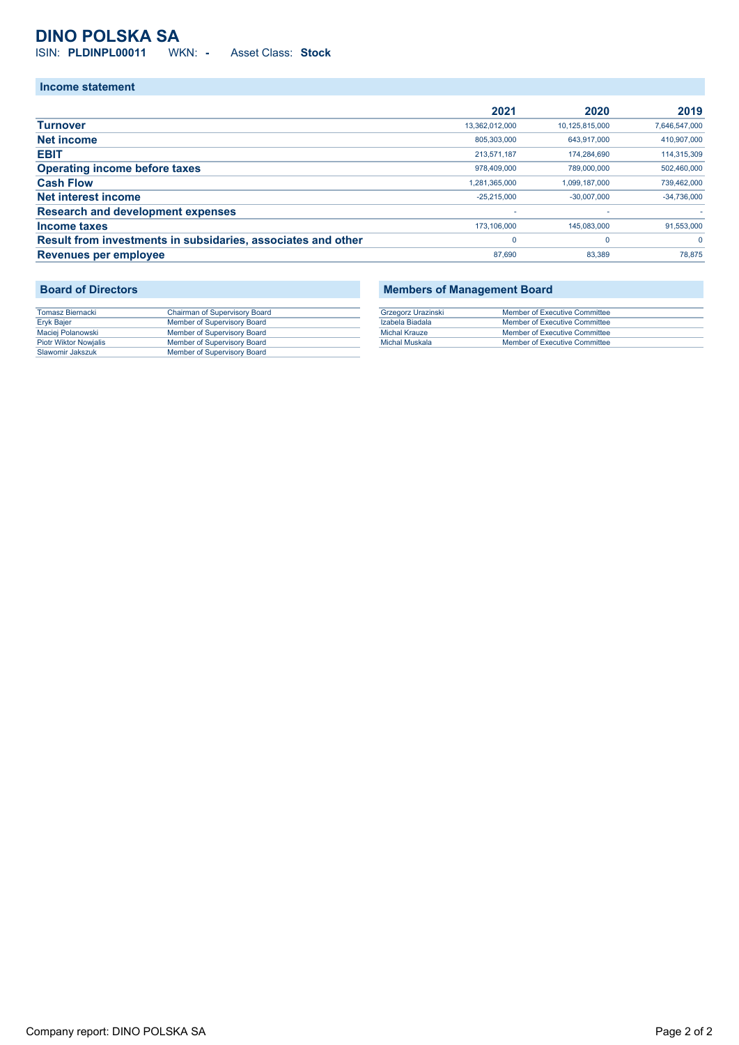# DINO POLSKA SA

ISIN: **PLDINPL00011** WKN: **-** Asset Class: **Stock**

## Income statement

| | 2021 | 2020 | 2019 |
|---|---|---|---|
| **Turnover** | 13,362,012,000 | 10,125,815,000 | 7,646,547,000 |
| **Net income** | 805,303,000 | 643,917,000 | 410,907,000 |
| **EBIT** | 213,571,187 | 174,284,690 | 114,315,309 |
| **Operating income before taxes** | 978,409,000 | 789,000,000 | 502,460,000 |
| **Cash Flow** | 1,281,365,000 | 1,099,187,000 | 739,462,000 |
| **Net interest income** | -25,215,000 | -30,007,000 | -34,736,000 |
| **Research and development expenses** | - | - | - |
| **Income taxes** | 173,106,000 | 145,083,000 | 91,553,000 |
| **Result from investments in subsidaries, associates and other** | 0 | 0 | 0 |
| **Revenues per employee** | 87,690 | 83,389 | 78,875 |

## Board of Directors

| | |
|---|---|
| Tomasz Biernacki | Chairman of Supervisory Board |
| Eryk Bajer | Member of Supervisory Board |
| Maciej Polanowski | Member of Supervisory Board |
| Piotr Wiktor Nowjalis | Member of Supervisory Board |
| Slawomir Jakszuk | Member of Supervisory Board |

## Members of Management Board

| | |
|---|---|
| Grzegorz Urazinski | Member of Executive Committee |
| Izabela Biadala | Member of Executive Committee |
| Michal Krauze | Member of Executive Committee |
| Michal Muskala | Member of Executive Committee |